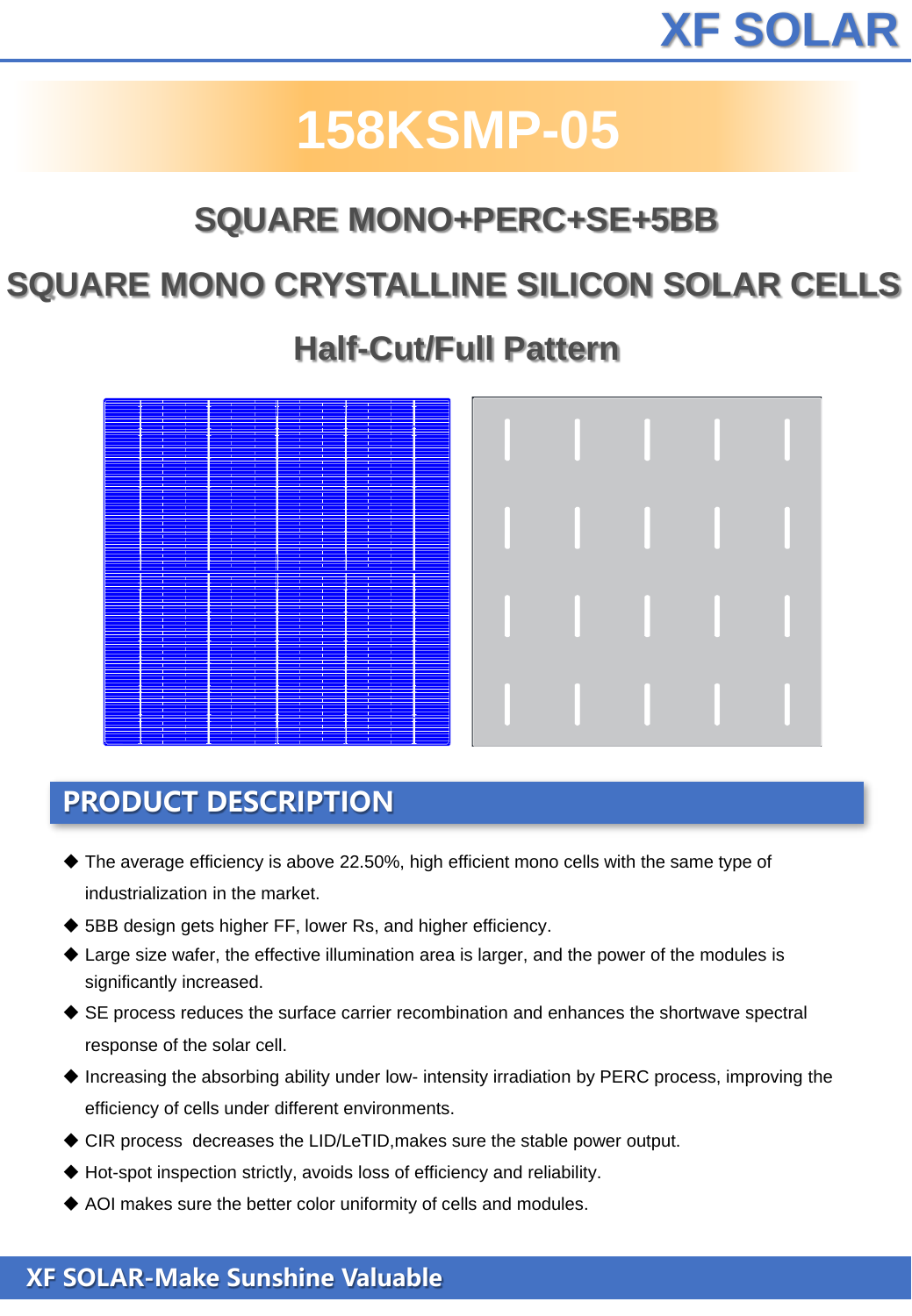XF SOLAR

# 158KSMP-05

## SQUARE MONO+PERC+SE+5BB

## SQUARE MONO CRYSTALLINE SILICON SOLAR CELLS

## Half-Cut/Full Pattern

## PRODUCT DESCRIPTION

- The average efficiency is above 22.50%, high efficient mono cells with the same type of industrialization in the market.
- 5BB design gets higher FF, lower Rs, and higher efficiency.
- Large size wafer, the effective illumination area is larger, and the power of the modules is significantly increased.
- SE process reduces the surface carrier recombination and enhances the shortwave spectral response of the solar cell.
- Increasing the absorbing ability under low- intensity irradiation by PERC process, improving the efficiency of cells under different environments.
- CIR process decreases the LID/LeTID,makes sure the stable power output.
- Hot-spot inspection strictly, avoids loss of efficiency and reliability.
- AOI makes sure the better color uniformity of cells and modules.

XF SOLAR-Make Sunshine Valuable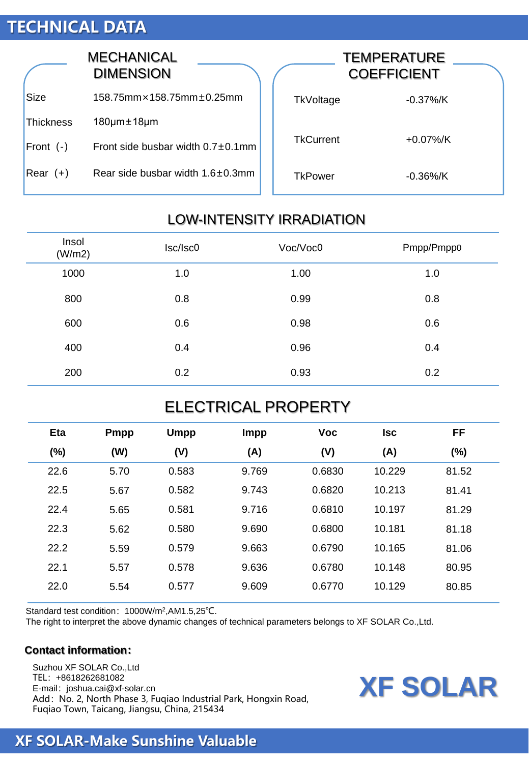# TECHNICAL DATA

## MECHANICAL DIMENSION

| | |
|---|---|
| Size | 158.75mm×158.75mm±0.25mm |
| Thickness | 180μm±18μm |
| Front (-) | Front side busbar width 0.7±0.1mm |
| Rear (+) | Rear side busbar width 1.6±0.3mm |

## TEMPERATURE COEFFICIENT

| | |
|---|---|
| TkVoltage | -0.37%/K |
| TkCurrent | +0.07%/K |
| TkPower | -0.36%/K |

## LOW-INTENSITY IRRADIATION

| Insol (W/m2) | Isc/Isc0 | Voc/Voc0 | Pmpp/Pmpp0 |
|---|---|---|---|
| 1000 | 1.0 | 1.00 | 1.0 |
| 800 | 0.8 | 0.99 | 0.8 |
| 600 | 0.6 | 0.98 | 0.6 |
| 400 | 0.4 | 0.96 | 0.4 |
| 200 | 0.2 | 0.93 | 0.2 |

## ELECTRICAL PROPERTY

| Eta (%) | Pmpp (W) | Umpp (V) | Impp (A) | Voc (V) | Isc (A) | FF (%) |
|---|---|---|---|---|---|---|
| 22.6 | 5.70 | 0.583 | 9.769 | 0.6830 | 10.229 | 81.52 |
| 22.5 | 5.67 | 0.582 | 9.743 | 0.6820 | 10.213 | 81.41 |
| 22.4 | 5.65 | 0.581 | 9.716 | 0.6810 | 10.197 | 81.29 |
| 22.3 | 5.62 | 0.580 | 9.690 | 0.6800 | 10.181 | 81.18 |
| 22.2 | 5.59 | 0.579 | 9.663 | 0.6790 | 10.165 | 81.06 |
| 22.1 | 5.57 | 0.578 | 9.636 | 0.6780 | 10.148 | 80.95 |
| 22.0 | 5.54 | 0.577 | 9.609 | 0.6770 | 10.129 | 80.85 |

Standard test condition：1000W/$m^2$,AM1.5,25℃.
The right to interpret the above dynamic changes of technical parameters belongs to XF SOLAR Co.,Ltd.

**Contact information:**

Suzhou XF SOLAR Co.,Ltd
TEL：+8618262681082
E-mail：joshua.cai@xf-solar.cn
Add：No. 2, North Phase 3, Fuqiao Industrial Park, Hongxin Road, Fuqiao Town, Taicang, Jiangsu, China, 215434

**XF SOLAR**

XF SOLAR-Make Sunshine Valuable